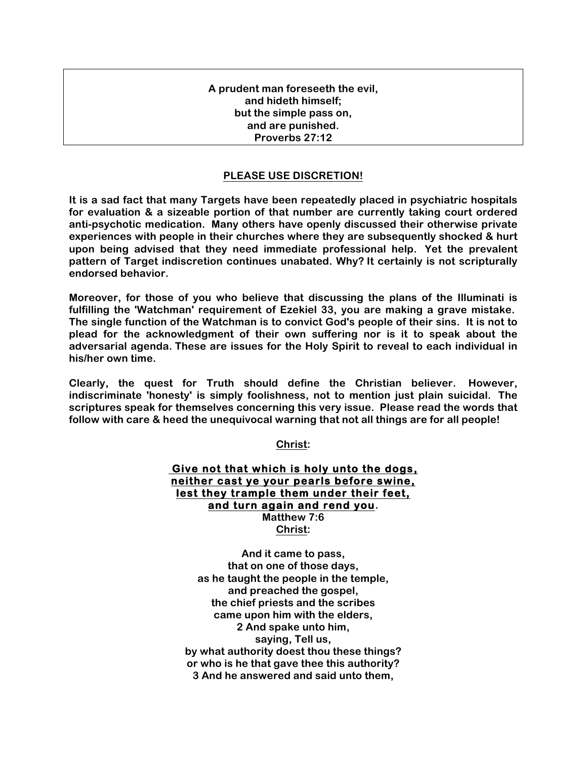**A prudent man foreseeth the evil,**
**and hideth himself;**
**but the simple pass on,**
**and are punished.**
**Proverbs 27:12**

**PLEASE USE DISCRETION!**

**It is a sad fact that many Targets have been repeatedly placed in psychiatric hospitals for evaluation & a sizeable portion of that number are currently taking court ordered anti-psychotic medication. Many others have openly discussed their otherwise private experiences with people in their churches where they are subsequently shocked & hurt upon being advised that they need immediate professional help. Yet the prevalent pattern of Target indiscretion continues unabated. Why? It certainly is not scripturally endorsed behavior.**

**Moreover, for those of you who believe that discussing the plans of the Illuminati is fulfilling the 'Watchman' requirement of Ezekiel 33, you are making a grave mistake. The single function of the Watchman is to convict God's people of their sins. It is not to plead for the acknowledgment of their own suffering nor is it to speak about the adversarial agenda. These are issues for the Holy Spirit to reveal to each individual in his/her own time.**

**Clearly, the quest for Truth should define the Christian believer. However, indiscriminate 'honesty' is simply foolishness, not to mention just plain suicidal. The scriptures speak for themselves concerning this very issue. Please read the words that follow with care & heed the unequivocal warning that not all things are for all people!**

**Christ:**

**Give not that which is holy unto the dogs,**
**neither cast ye your pearls before swine,**
**lest they trample them under their feet,**
**and turn again and rend you.**
**Matthew 7:6**
**Christ:**

**And it came to pass,**
**that on one of those days,**
**as he taught the people in the temple,**
**and preached the gospel,**
**the chief priests and the scribes**
**came upon him with the elders,**
**2 And spake unto him,**
**saying, Tell us,**
**by what authority doest thou these things?**
**or who is he that gave thee this authority?**
**3 And he answered and said unto them,**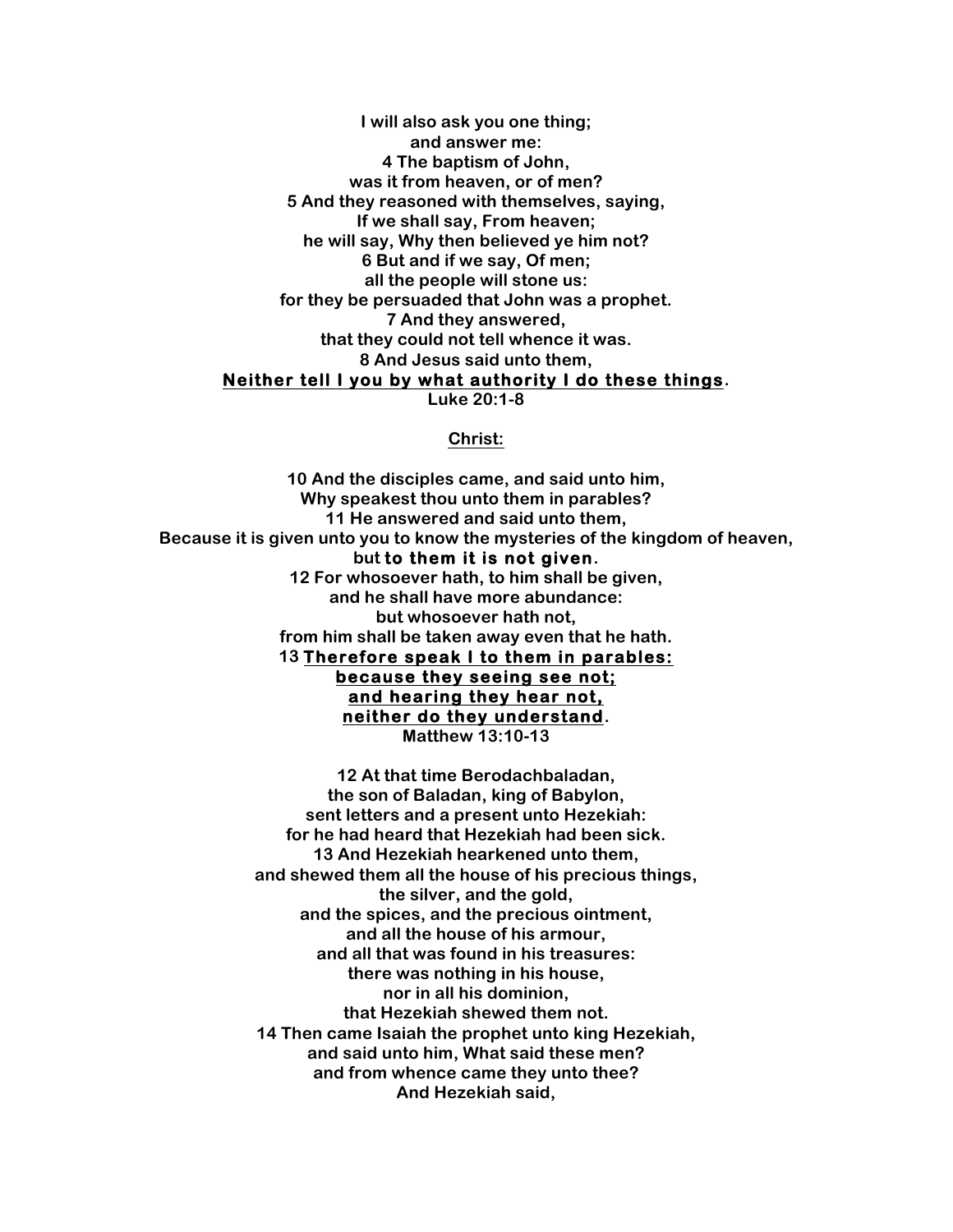**I will also ask you one thing;**
**and answer me:**
**4 The baptism of John,**
**was it from heaven, or of men?**
**5 And they reasoned with themselves, saying,**
**If we shall say, From heaven;**
**he will say, Why then believed ye him not?**
**6 But and if we say, Of men;**
**all the people will stone us:**
**for they be persuaded that John was a prophet.**
**7 And they answered,**
**that they could not tell whence it was.**
**8 And Jesus said unto them,**
**<u>Neither tell I you by what authority I do these things</u>.**
**Luke 20:1-8**

**<u>Christ:</u>**

**10 And the disciples came, and said unto him,**
**Why speakest thou unto them in parables?**
**11 He answered and said unto them,**
**Because it is given unto you to know the mysteries of the kingdom of heaven,**
**but to them it is not given.**
**12 For whosoever hath, to him shall be given,**
**and he shall have more abundance:**
**but whosoever hath not,**
**from him shall be taken away even that he hath.**
**13 <u>Therefore speak I to them in parables:</u>**
**<u>because they seeing see not;</u>**
**<u>and hearing they hear not,</u>**
**<u>neither do they understand</u>.**
**Matthew 13:10-13**

**12 At that time Berodachbaladan,**
**the son of Baladan, king of Babylon,**
**sent letters and a present unto Hezekiah:**
**for he had heard that Hezekiah had been sick.**
**13 And Hezekiah hearkened unto them,**
**and shewed them all the house of his precious things,**
**the silver, and the gold,**
**and the spices, and the precious ointment,**
**and all the house of his armour,**
**and all that was found in his treasures:**
**there was nothing in his house,**
**nor in all his dominion,**
**that Hezekiah shewed them not.**
**14 Then came Isaiah the prophet unto king Hezekiah,**
**and said unto him, What said these men?**
**and from whence came they unto thee?**
**And Hezekiah said,**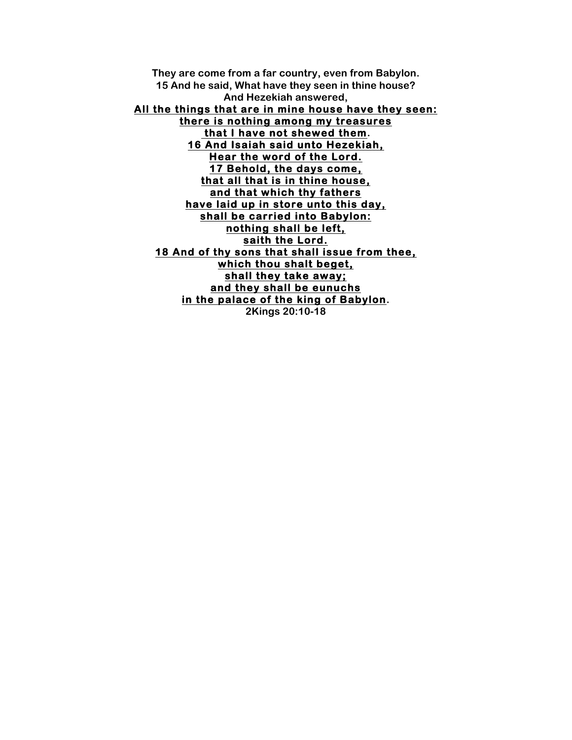**They are come from a far country, even from Babylon.**
**15 And he said, What have they seen in thine house?**
**And Hezekiah answered,**
<u>**All the things that are in mine house have they seen:**</u>
<u>**there is nothing among my treasures**</u>
<u>**that I have not shewed them**</u>**.**
<u>**16 And Isaiah said unto Hezekiah,**</u>
<u>**Hear the word of the Lord.**</u>
<u>**17 Behold, the days come,**</u>
<u>**that all that is in thine house,**</u>
<u>**and that which thy fathers**</u>
<u>**have laid up in store unto this day,**</u>
<u>**shall be carried into Babylon:**</u>
<u>**nothing shall be left,**</u>
<u>**saith the Lord.**</u>
<u>**18 And of thy sons that shall issue from thee,**</u>
<u>**which thou shalt beget,**</u>
<u>**shall they take away;**</u>
<u>**and they shall be eunuchs**</u>
<u>**in the palace of the king of Babylon**</u>**.**
**2Kings 20:10-18**